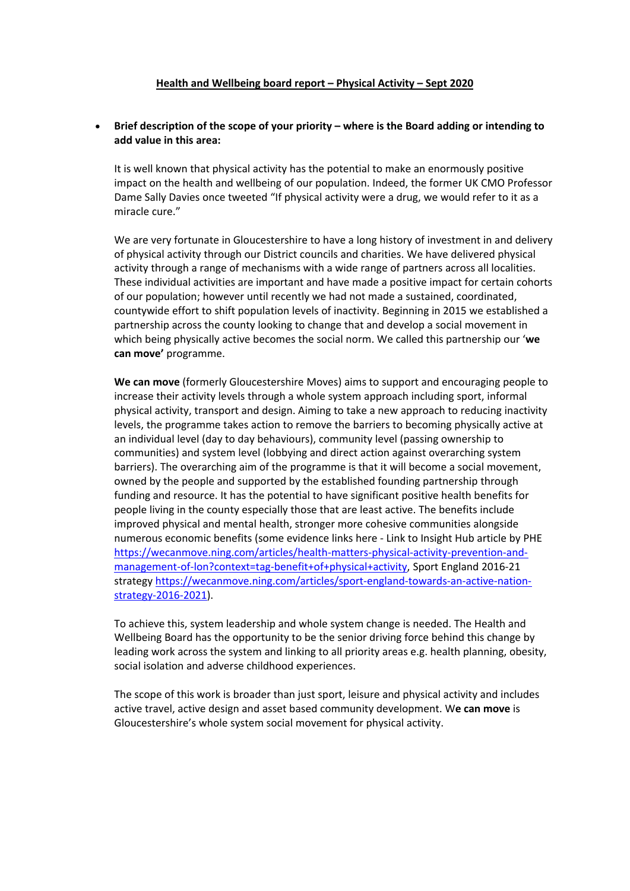# Health and Wellbeing board report – Physical Activity – Sept 2020

- **Brief description of the scope of your priority – where is the Board adding or intending to add value in this area:**

It is well known that physical activity has the potential to make an enormously positive impact on the health and wellbeing of our population. Indeed, the former UK CMO Professor Dame Sally Davies once tweeted "If physical activity were a drug, we would refer to it as a miracle cure."

We are very fortunate in Gloucestershire to have a long history of investment in and delivery of physical activity through our District councils and charities. We have delivered physical activity through a range of mechanisms with a wide range of partners across all localities. These individual activities are important and have made a positive impact for certain cohorts of our population; however until recently we had not made a sustained, coordinated, countywide effort to shift population levels of inactivity. Beginning in 2015 we established a partnership across the county looking to change that and develop a social movement in which being physically active becomes the social norm. We called this partnership our '**we can move'** programme.

**We can move** (formerly Gloucestershire Moves) aims to support and encouraging people to increase their activity levels through a whole system approach including sport, informal physical activity, transport and design. Aiming to take a new approach to reducing inactivity levels, the programme takes action to remove the barriers to becoming physically active at an individual level (day to day behaviours), community level (passing ownership to communities) and system level (lobbying and direct action against overarching system barriers). The overarching aim of the programme is that it will become a social movement, owned by the people and supported by the established founding partnership through funding and resource. It has the potential to have significant positive health benefits for people living in the county especially those that are least active. The benefits include improved physical and mental health, stronger more cohesive communities alongside numerous economic benefits (some evidence links here - Link to Insight Hub article by PHE https://wecanmove.ning.com/articles/health-matters-physical-activity-prevention-and-management-of-lon?context=tag-benefit+of+physical+activity, Sport England 2016-21 strategy https://wecanmove.ning.com/articles/sport-england-towards-an-active-nation-strategy-2016-2021).

To achieve this, system leadership and whole system change is needed. The Health and Wellbeing Board has the opportunity to be the senior driving force behind this change by leading work across the system and linking to all priority areas e.g. health planning, obesity, social isolation and adverse childhood experiences.

The scope of this work is broader than just sport, leisure and physical activity and includes active travel, active design and asset based community development. W**e can move** is Gloucestershire's whole system social movement for physical activity.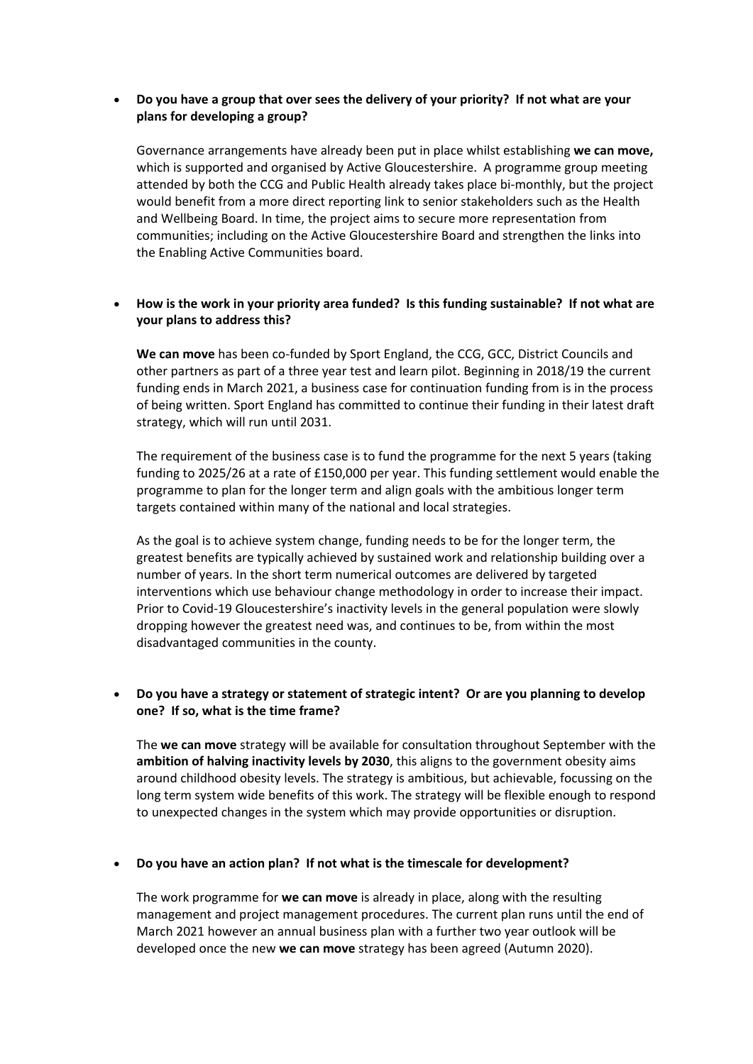- **Do you have a group that over sees the delivery of your priority? If not what are your plans for developing a group?**

  Governance arrangements have already been put in place whilst establishing **we can move,** which is supported and organised by Active Gloucestershire. A programme group meeting attended by both the CCG and Public Health already takes place bi-monthly, but the project would benefit from a more direct reporting link to senior stakeholders such as the Health and Wellbeing Board. In time, the project aims to secure more representation from communities; including on the Active Gloucestershire Board and strengthen the links into the Enabling Active Communities board.

- **How is the work in your priority area funded? Is this funding sustainable? If not what are your plans to address this?**

  **We can move** has been co-funded by Sport England, the CCG, GCC, District Councils and other partners as part of a three year test and learn pilot. Beginning in 2018/19 the current funding ends in March 2021, a business case for continuation funding from is in the process of being written. Sport England has committed to continue their funding in their latest draft strategy, which will run until 2031.

  The requirement of the business case is to fund the programme for the next 5 years (taking funding to 2025/26 at a rate of £150,000 per year. This funding settlement would enable the programme to plan for the longer term and align goals with the ambitious longer term targets contained within many of the national and local strategies.

  As the goal is to achieve system change, funding needs to be for the longer term, the greatest benefits are typically achieved by sustained work and relationship building over a number of years. In the short term numerical outcomes are delivered by targeted interventions which use behaviour change methodology in order to increase their impact. Prior to Covid-19 Gloucestershire's inactivity levels in the general population were slowly dropping however the greatest need was, and continues to be, from within the most disadvantaged communities in the county.

- **Do you have a strategy or statement of strategic intent? Or are you planning to develop one? If so, what is the time frame?**

  The **we can move** strategy will be available for consultation throughout September with the **ambition of halving inactivity levels by 2030**, this aligns to the government obesity aims around childhood obesity levels. The strategy is ambitious, but achievable, focussing on the long term system wide benefits of this work. The strategy will be flexible enough to respond to unexpected changes in the system which may provide opportunities or disruption.

- **Do you have an action plan? If not what is the timescale for development?**

  The work programme for **we can move** is already in place, along with the resulting management and project management procedures. The current plan runs until the end of March 2021 however an annual business plan with a further two year outlook will be developed once the new **we can move** strategy has been agreed (Autumn 2020).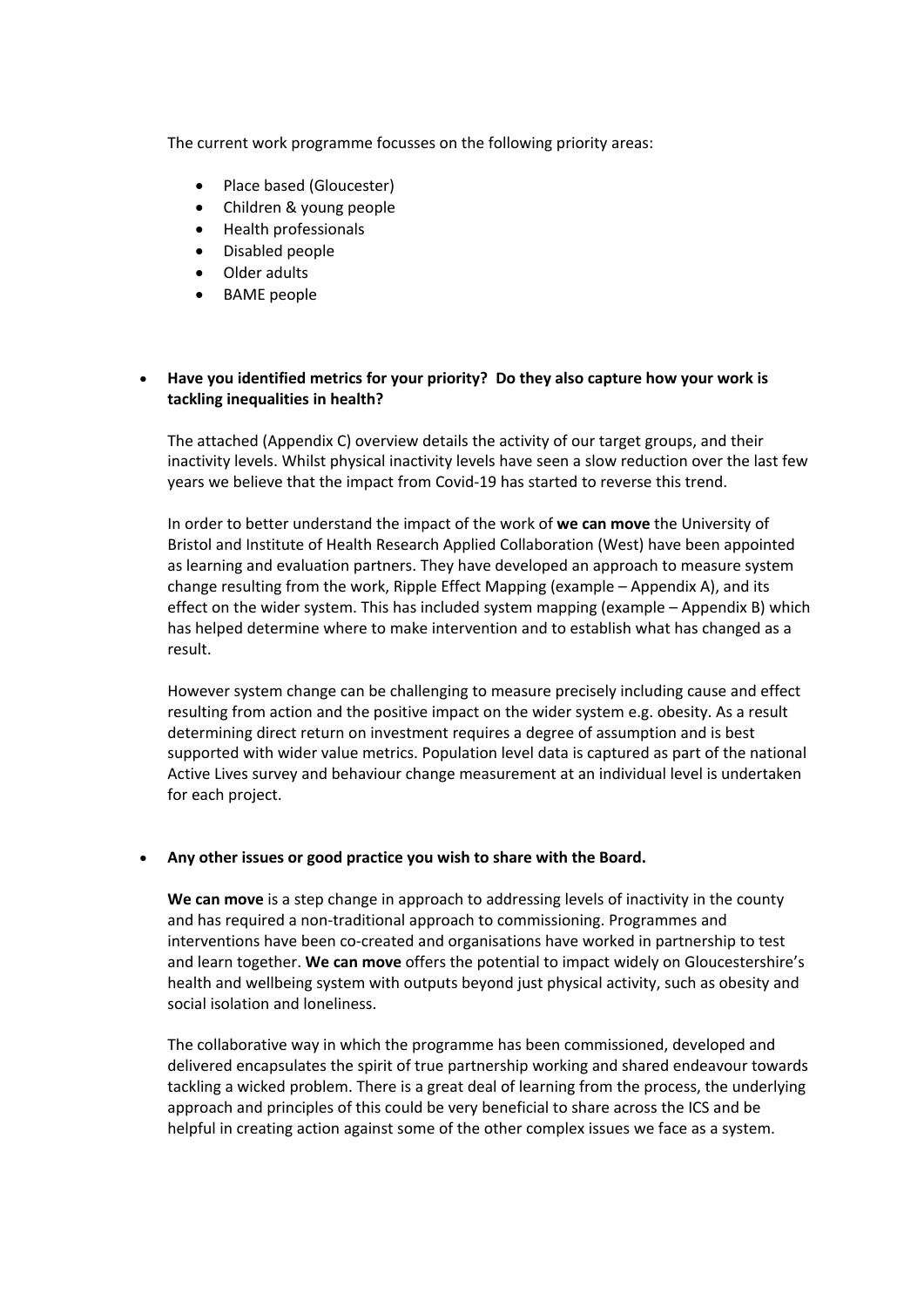The current work programme focusses on the following priority areas:

- Place based (Gloucester)
- Children & young people
- Health professionals
- Disabled people
- Older adults
- BAME people

- **Have you identified metrics for your priority? Do they also capture how your work is tackling inequalities in health?**

  The attached (Appendix C) overview details the activity of our target groups, and their inactivity levels. Whilst physical inactivity levels have seen a slow reduction over the last few years we believe that the impact from Covid-19 has started to reverse this trend.

  In order to better understand the impact of the work of **we can move** the University of Bristol and Institute of Health Research Applied Collaboration (West) have been appointed as learning and evaluation partners. They have developed an approach to measure system change resulting from the work, Ripple Effect Mapping (example – Appendix A), and its effect on the wider system. This has included system mapping (example – Appendix B) which has helped determine where to make intervention and to establish what has changed as a result.

  However system change can be challenging to measure precisely including cause and effect resulting from action and the positive impact on the wider system e.g. obesity. As a result determining direct return on investment requires a degree of assumption and is best supported with wider value metrics. Population level data is captured as part of the national Active Lives survey and behaviour change measurement at an individual level is undertaken for each project.

- **Any other issues or good practice you wish to share with the Board.**

  **We can move** is a step change in approach to addressing levels of inactivity in the county and has required a non-traditional approach to commissioning. Programmes and interventions have been co-created and organisations have worked in partnership to test and learn together. **We can move** offers the potential to impact widely on Gloucestershire's health and wellbeing system with outputs beyond just physical activity, such as obesity and social isolation and loneliness.

  The collaborative way in which the programme has been commissioned, developed and delivered encapsulates the spirit of true partnership working and shared endeavour towards tackling a wicked problem. There is a great deal of learning from the process, the underlying approach and principles of this could be very beneficial to share across the ICS and be helpful in creating action against some of the other complex issues we face as a system.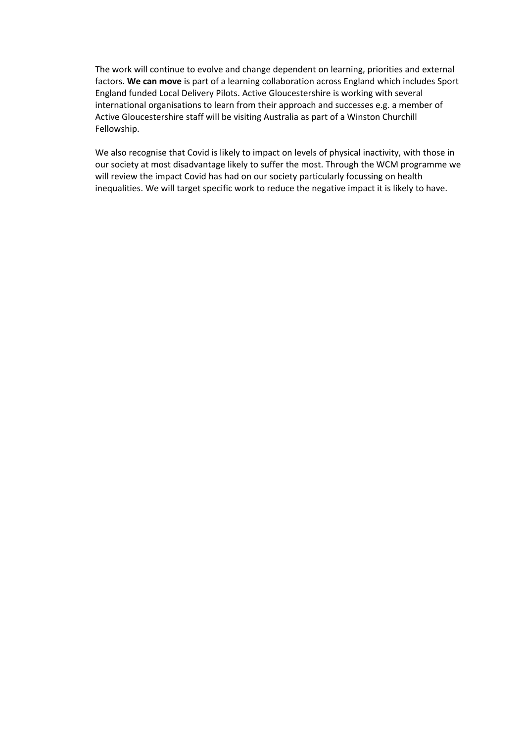The work will continue to evolve and change dependent on learning, priorities and external factors. **We can move** is part of a learning collaboration across England which includes Sport England funded Local Delivery Pilots. Active Gloucestershire is working with several international organisations to learn from their approach and successes e.g. a member of Active Gloucestershire staff will be visiting Australia as part of a Winston Churchill Fellowship.

We also recognise that Covid is likely to impact on levels of physical inactivity, with those in our society at most disadvantage likely to suffer the most. Through the WCM programme we will review the impact Covid has had on our society particularly focussing on health inequalities. We will target specific work to reduce the negative impact it is likely to have.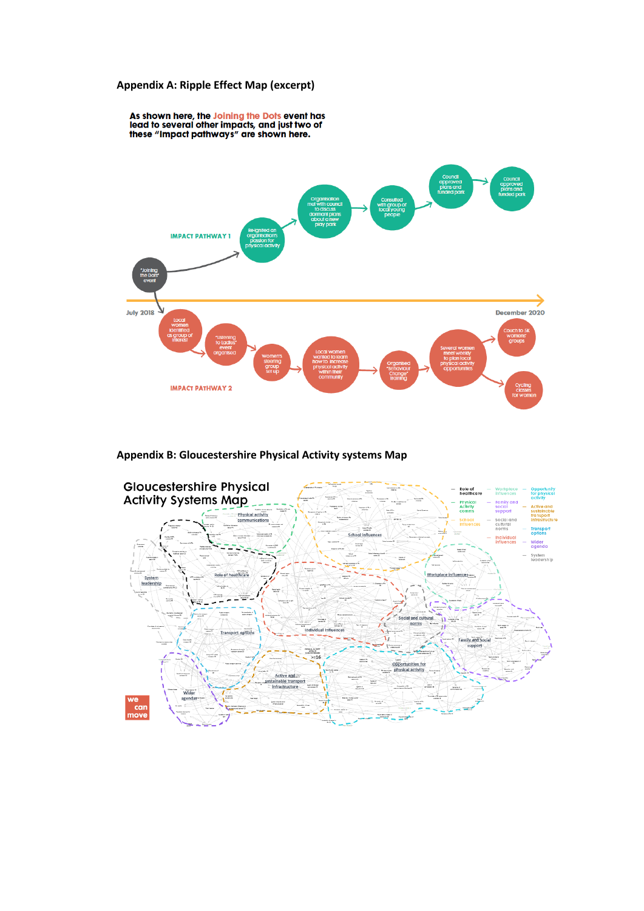**Appendix A: Ripple Effect Map (excerpt)**

As shown here, the Joining the Dots event has lead to several other impacts, and just two of these "Impact pathways" are shown here.

IMPACT PATHWAY 1

"Joining the Dots" event → Re-ignited an organisations passion for physical activity → Organisation met with council to discuss dormant plans about a new play park → Consulted with group of local young people → Council approved plans and funded park → Council approved plans and funded park

IMPACT PATHWAY 2

July 2018 — December 2020

"Joining the Dots" event → Local women identified as group of interest → "Listening to Ladies" event organised → Women's steering group set up → Local women wanted to learn how to increase physical activity within their community → Organised "Behaviour Change" training → Several women meet weekly to plan local physical activity opportunities → Couch to 5k women's groups; Cycling classes for women

**Appendix B: Gloucestershire Physical Activity systems Map**

Gloucestershire Physical Activity Systems Map

Legend: Role of healthcare; Physical Activity comms; School influences; Workplace influences; Family and social support; Social and cultural norms; Individual influences; Opportunity for physical activity; Active and sustainable transport infrastructure; Transport options; Wider agenda; System leadership

Map clusters: Physical activity communications; School influences; Workplace influences; System leadership; Role of healthcare; Individual influences; Social and cultural norms; Family and social support; Transport options; Opportunities for physical activity; Active and sustainable transport infrastructure; Wider agendas

we can move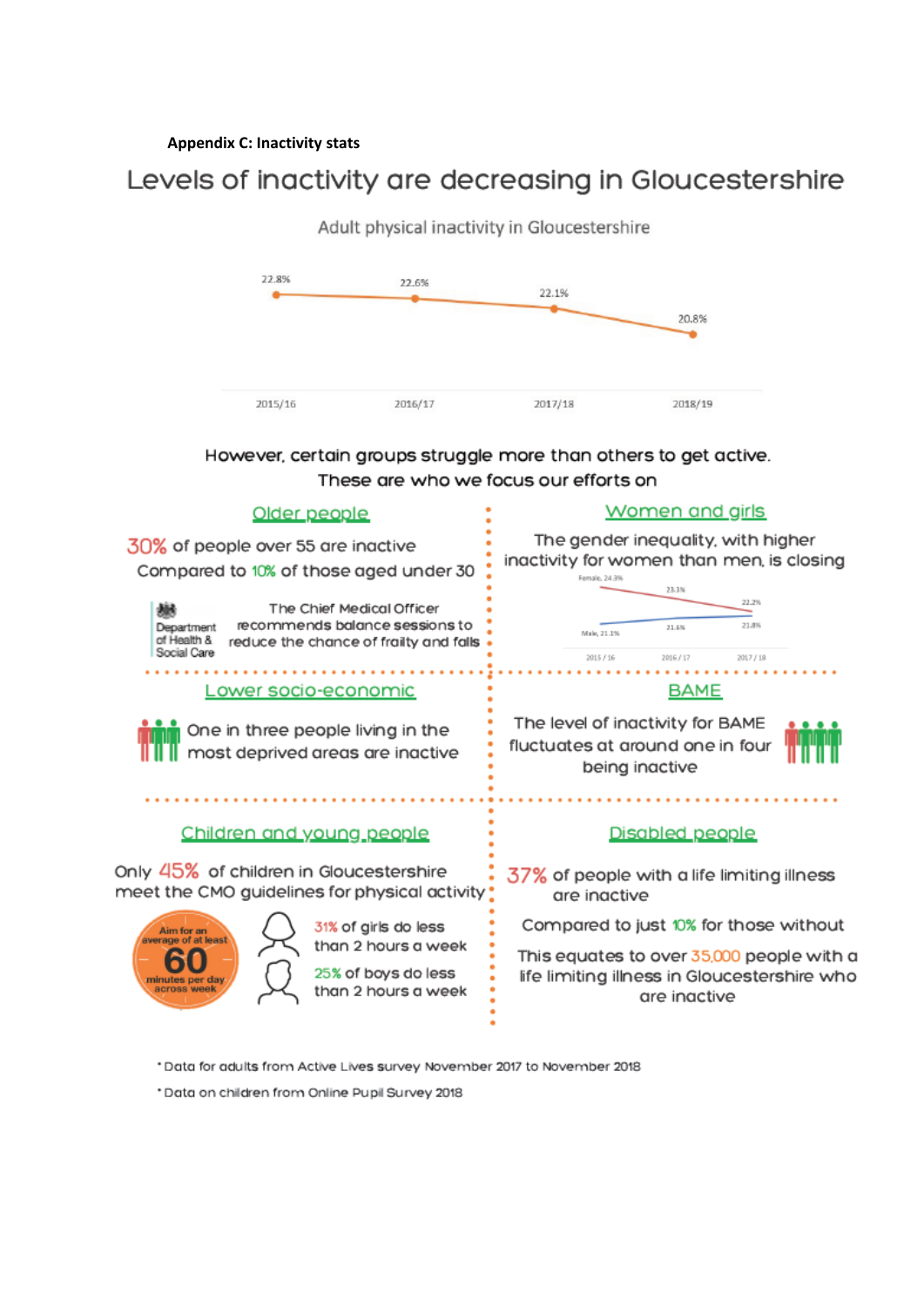**Appendix C: Inactivity stats**

# Levels of inactivity are decreasing in Gloucestershire

Adult physical inactivity in Gloucestershire

22.8%
22.6%
22.1%
20.8%

2015/16
2016/17
2017/18
2018/19

However, certain groups struggle more than others to get active.
These are who we focus our efforts on

## Older people

30% of people over 55 are inactive
Compared to 10% of those aged under 30

Department of Health & Social Care

The Chief Medical Officer recommends balance sessions to reduce the chance of frailty and falls

## Women and girls

The gender inequality, with higher inactivity for women than men, is closing

Female, 24.3%
23.1%
22.2%
Male, 21.1%
21.6%
21.8%

2015 / 16
2016 / 17
2017 / 18

## Lower socio-economic

One in three people living in the most deprived areas are inactive

## BAME

The level of inactivity for BAME fluctuates at around one in four being inactive

## Children and young people

Only 45% of children in Gloucestershire meet the CMO guidelines for physical activity

Aim for an average of at least 60 minutes per day across week

31% of girls do less than 2 hours a week

25% of boys do less than 2 hours a week

## Disabled people

37% of people with a life limiting illness are inactive

Compared to just 10% for those without

This equates to over 35,000 people with a life limiting illness in Gloucestershire who are inactive

* Data for adults from Active Lives survey November 2017 to November 2018

* Data on children from Online Pupil Survey 2018